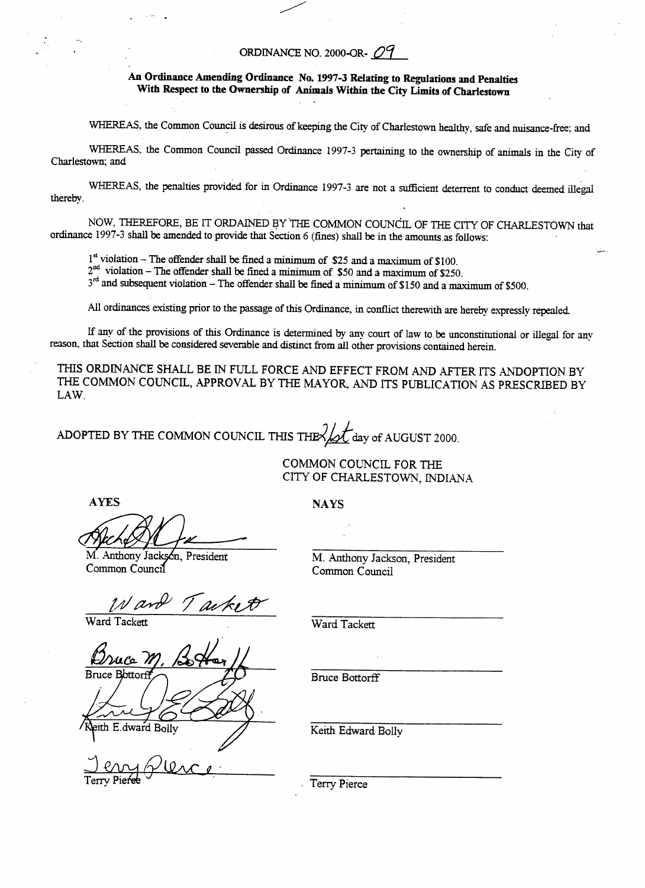ORDINANCE NO. 2000-OR- 09

**An Ordinance Amending Ordinance No. 1997-3 Relating to Regulations and Penalties With Respect to the Ownership of Animals Within the City Limits of Charlestown**

WHEREAS, the Common Council is desirous of keeping the City of Charlestown healthy, safe and nuisance-free; and

WHEREAS, the Common Council passed Ordinance 1997-3 pertaining to the ownership of animals in the City of Charlestown; and

WHEREAS, the penalties provided for in Ordinance 1997-3 are not a sufficient deterrent to conduct deemed illegal thereby.

NOW, THEREFORE, BE IT ORDAINED BY THE COMMON COUNCIL OF THE CITY OF CHARLESTOWN that ordinance 1997-3 shall be amended to provide that Section 6 (fines) shall be in the amounts as follows:

1st violation – The offender shall be fined a minimum of $25 and a maximum of $100.
2nd violation – The offender shall be fined a minimum of $50 and a maximum of $250.
3rd and subsequent violation – The offender shall be fined a minimum of $150 and a maximum of $500.

All ordinances existing prior to the passage of this Ordinance, in conflict therewith are hereby expressly repealed.

If any of the provisions of this Ordinance is determined by any court of law to be unconstitutional or illegal for any reason, that Section shall be considered severable and distinct from all other provisions contained herein.

THIS ORDINANCE SHALL BE IN FULL FORCE AND EFFECT FROM AND AFTER ITS ANDOPTION BY THE COMMON COUNCIL, APPROVAL BY THE MAYOR, AND ITS PUBLICATION AS PRESCRIBED BY LAW.

ADOPTED BY THE COMMON COUNCIL THIS THE 21st day of AUGUST 2000.

COMMON COUNCIL FOR THE
CITY OF CHARLESTOWN, INDIANA

| AYES | NAYS |
| --- | --- |
| M. Anthony Jackson, President Common Council | M. Anthony Jackson, President Common Council |
| Ward Tackett | Ward Tackett |
| Bruce Bottorff | Bruce Bottorff |
| Keith E.dward Bolly | Keith Edward Bolly |
| Terry Pierce | Terry Pierce |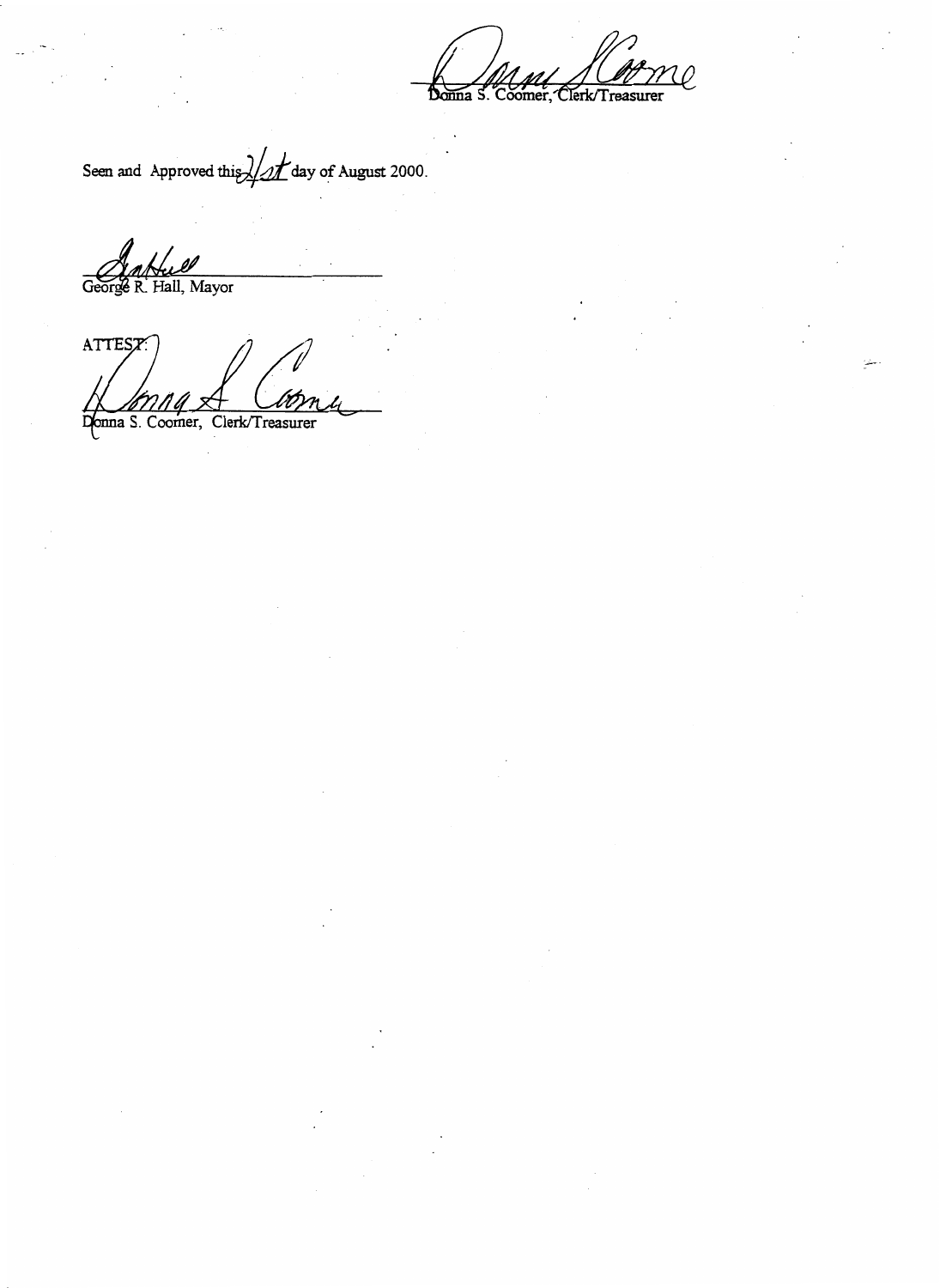Donna S. Coomer, Clerk/Treasurer

Seen and Approved this 21st day of August 2000.

George R. Hall, Mayor

ATTEST:

Donna S. Coomer, Clerk/Treasurer